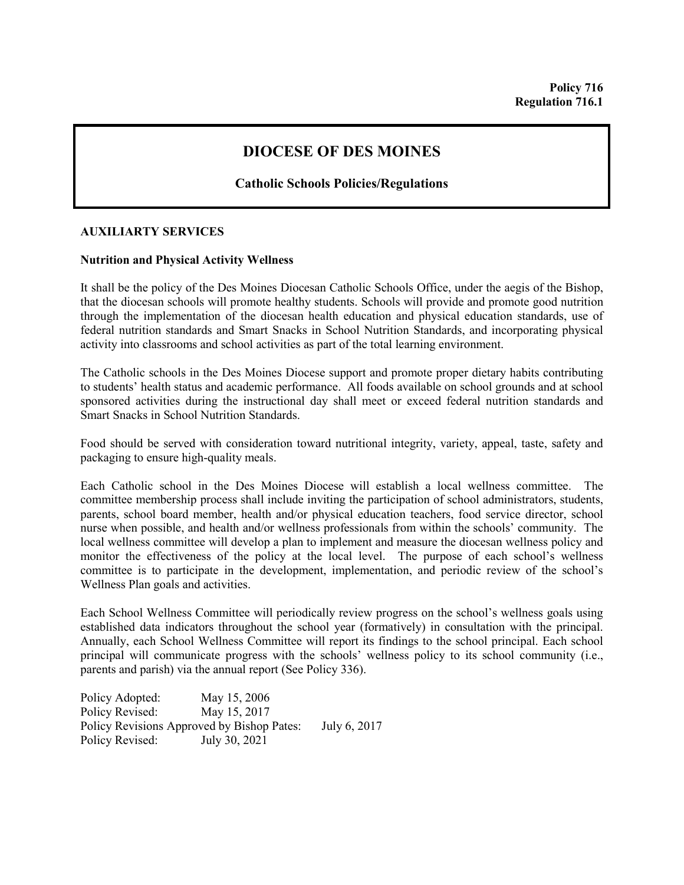**Policy 716**
**Regulation 716.1**

# DIOCESE OF DES MOINES

**Catholic Schools Policies/Regulations**

## AUXILIARTY SERVICES

### Nutrition and Physical Activity Wellness

It shall be the policy of the Des Moines Diocesan Catholic Schools Office, under the aegis of the Bishop, that the diocesan schools will promote healthy students. Schools will provide and promote good nutrition through the implementation of the diocesan health education and physical education standards, use of federal nutrition standards and Smart Snacks in School Nutrition Standards, and incorporating physical activity into classrooms and school activities as part of the total learning environment.

The Catholic schools in the Des Moines Diocese support and promote proper dietary habits contributing to students' health status and academic performance. All foods available on school grounds and at school sponsored activities during the instructional day shall meet or exceed federal nutrition standards and Smart Snacks in School Nutrition Standards.

Food should be served with consideration toward nutritional integrity, variety, appeal, taste, safety and packaging to ensure high-quality meals.

Each Catholic school in the Des Moines Diocese will establish a local wellness committee. The committee membership process shall include inviting the participation of school administrators, students, parents, school board member, health and/or physical education teachers, food service director, school nurse when possible, and health and/or wellness professionals from within the schools' community. The local wellness committee will develop a plan to implement and measure the diocesan wellness policy and monitor the effectiveness of the policy at the local level. The purpose of each school's wellness committee is to participate in the development, implementation, and periodic review of the school's Wellness Plan goals and activities.

Each School Wellness Committee will periodically review progress on the school's wellness goals using established data indicators throughout the school year (formatively) in consultation with the principal. Annually, each School Wellness Committee will report its findings to the school principal. Each school principal will communicate progress with the schools' wellness policy to its school community (i.e., parents and parish) via the annual report (See Policy 336).

Policy Adopted: May 15, 2006
Policy Revised: May 15, 2017
Policy Revisions Approved by Bishop Pates: July 6, 2017
Policy Revised: July 30, 2021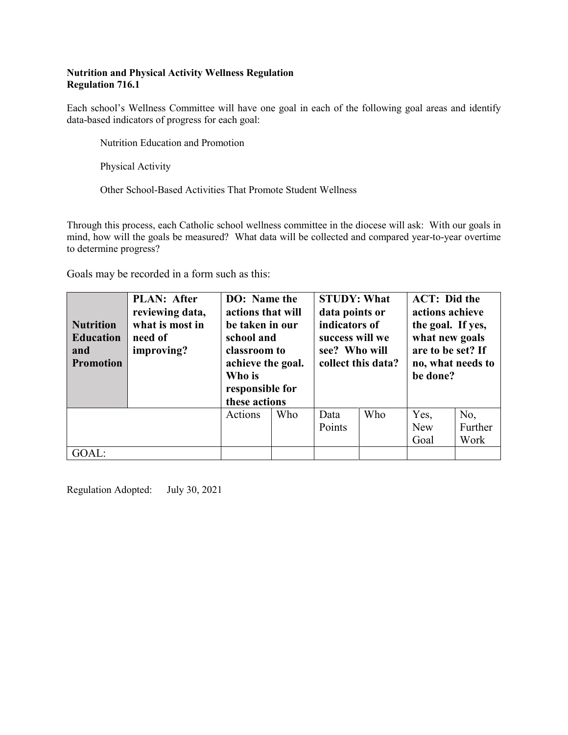**Nutrition and Physical Activity Wellness Regulation**
**Regulation 716.1**

Each school's Wellness Committee will have one goal in each of the following goal areas and identify data-based indicators of progress for each goal:

Nutrition Education and Promotion

Physical Activity

Other School-Based Activities That Promote Student Wellness

Through this process, each Catholic school wellness committee in the diocese will ask: With our goals in mind, how will the goals be measured? What data will be collected and compared year-to-year overtime to determine progress?

Goals may be recorded in a form such as this:

| **Nutrition Education and Promotion** | **PLAN: After reviewing data, what is most in need of improving?** | **DO: Name the actions that will be taken in our school and classroom to achieve the goal. Who is responsible for these actions** | | **STUDY: What data points or indicators of success will we see? Who will collect this data?** | | **ACT: Did the actions achieve the goal. If yes, what new goals are to be set? If no, what needs to be done?** | |
|---|---|---|---|---|---|---|---|
| | | Actions | Who | Data Points | Who | Yes, New Goal | No, Further Work |
| GOAL: | | | | | | | |

Regulation Adopted: July 30, 2021